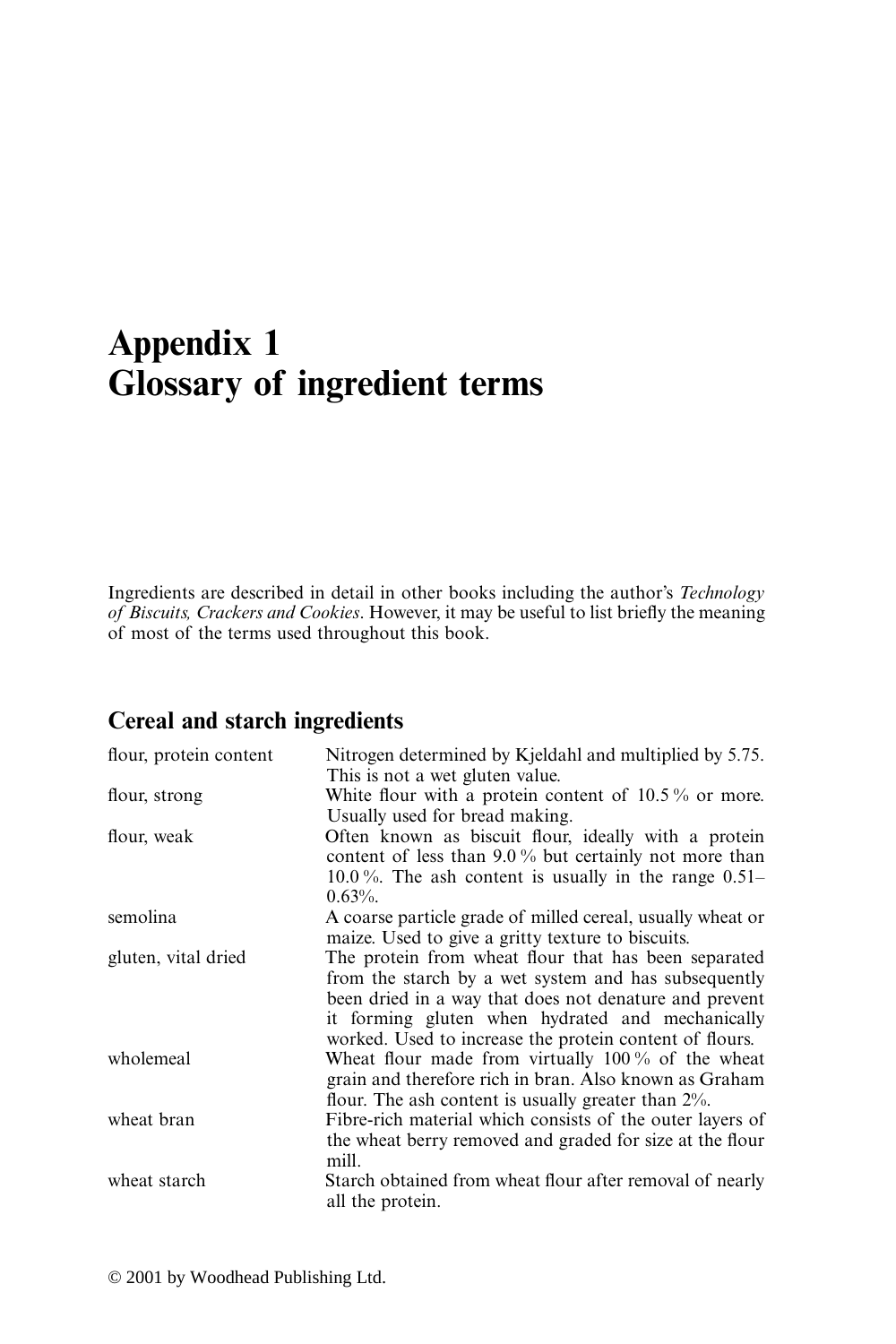# Appendix 1
# Glossary of ingredient terms

Ingredients are described in detail in other books including the author's *Technology of Biscuits, Crackers and Cookies*. However, it may be useful to list briefly the meaning of most of the terms used throughout this book.

## Cereal and starch ingredients

| | |
|---|---|
| flour, protein content | Nitrogen determined by Kjeldahl and multiplied by 5.75. This is not a wet gluten value. |
| flour, strong | White flour with a protein content of 10.5 % or more. Usually used for bread making. |
| flour, weak | Often known as biscuit flour, ideally with a protein content of less than 9.0 % but certainly not more than 10.0 %. The ash content is usually in the range 0.51–0.63%. |
| semolina | A coarse particle grade of milled cereal, usually wheat or maize. Used to give a gritty texture to biscuits. |
| gluten, vital dried | The protein from wheat flour that has been separated from the starch by a wet system and has subsequently been dried in a way that does not denature and prevent it forming gluten when hydrated and mechanically worked. Used to increase the protein content of flours. |
| wholemeal | Wheat flour made from virtually 100 % of the wheat grain and therefore rich in bran. Also known as Graham flour. The ash content is usually greater than 2%. |
| wheat bran | Fibre-rich material which consists of the outer layers of the wheat berry removed and graded for size at the flour mill. |
| wheat starch | Starch obtained from wheat flour after removal of nearly all the protein. |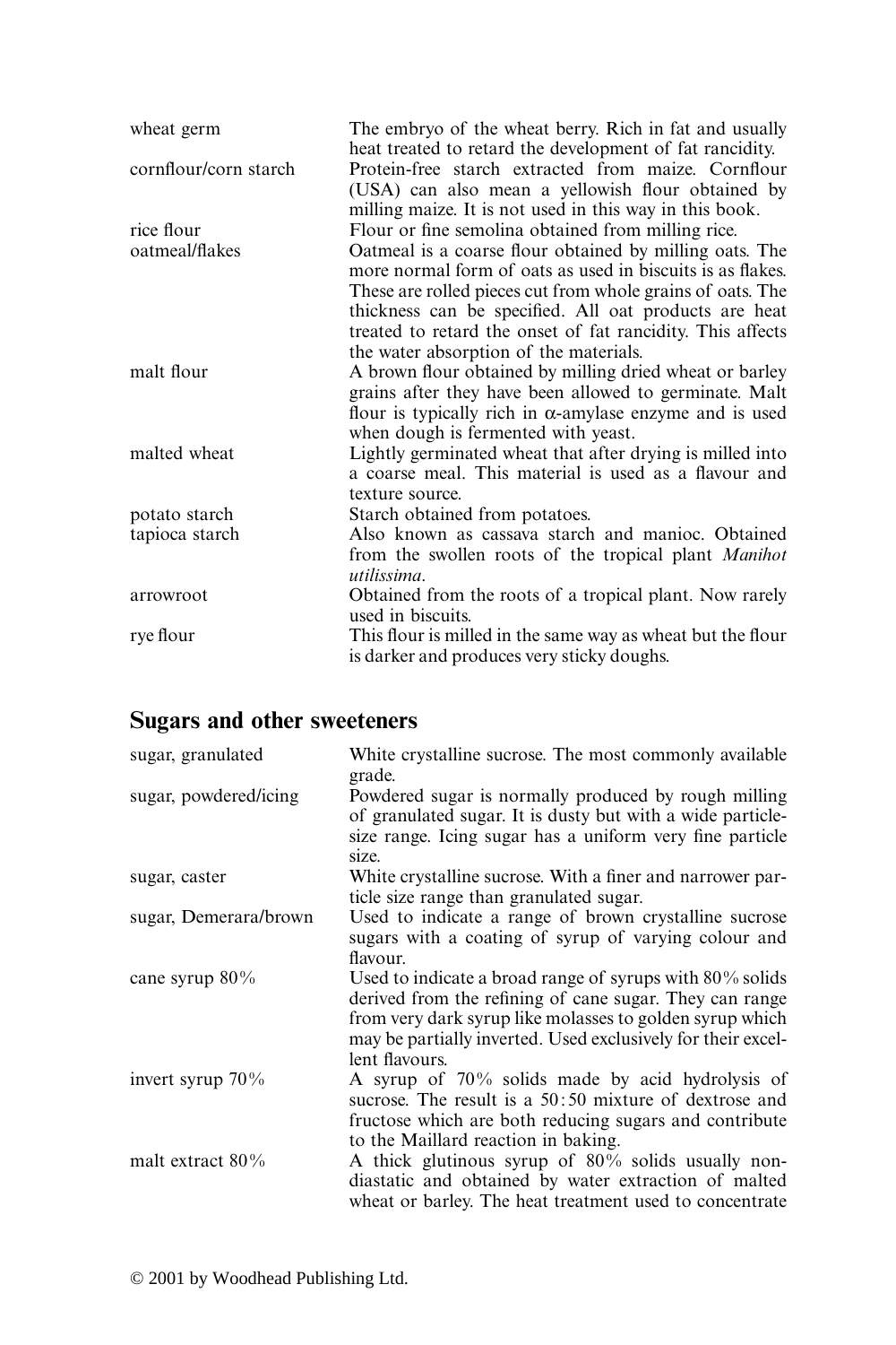| | |
|---|---|
| wheat germ | The embryo of the wheat berry. Rich in fat and usually heat treated to retard the development of fat rancidity. |
| cornflour/corn starch | Protein-free starch extracted from maize. Cornflour (USA) can also mean a yellowish flour obtained by milling maize. It is not used in this way in this book. |
| rice flour | Flour or fine semolina obtained from milling rice. |
| oatmeal/flakes | Oatmeal is a coarse flour obtained by milling oats. The more normal form of oats as used in biscuits is as flakes. These are rolled pieces cut from whole grains of oats. The thickness can be specified. All oat products are heat treated to retard the onset of fat rancidity. This affects the water absorption of the materials. |
| malt flour | A brown flour obtained by milling dried wheat or barley grains after they have been allowed to germinate. Malt flour is typically rich in α-amylase enzyme and is used when dough is fermented with yeast. |
| malted wheat | Lightly germinated wheat that after drying is milled into a coarse meal. This material is used as a flavour and texture source. |
| potato starch | Starch obtained from potatoes. |
| tapioca starch | Also known as cassava starch and manioc. Obtained from the swollen roots of the tropical plant *Manihot utilissima*. |
| arrowroot | Obtained from the roots of a tropical plant. Now rarely used in biscuits. |
| rye flour | This flour is milled in the same way as wheat but the flour is darker and produces very sticky doughs. |

## Sugars and other sweeteners

| | |
|---|---|
| sugar, granulated | White crystalline sucrose. The most commonly available grade. |
| sugar, powdered/icing | Powdered sugar is normally produced by rough milling of granulated sugar. It is dusty but with a wide particle-size range. Icing sugar has a uniform very fine particle size. |
| sugar, caster | White crystalline sucrose. With a finer and narrower particle size range than granulated sugar. |
| sugar, Demerara/brown | Used to indicate a range of brown crystalline sucrose sugars with a coating of syrup of varying colour and flavour. |
| cane syrup 80% | Used to indicate a broad range of syrups with 80% solids derived from the refining of cane sugar. They can range from very dark syrup like molasses to golden syrup which may be partially inverted. Used exclusively for their excellent flavours. |
| invert syrup 70% | A syrup of 70% solids made by acid hydrolysis of sucrose. The result is a 50 : 50 mixture of dextrose and fructose which are both reducing sugars and contribute to the Maillard reaction in baking. |
| malt extract 80% | A thick glutinous syrup of 80% solids usually non-diastatic and obtained by water extraction of malted wheat or barley. The heat treatment used to concentrate |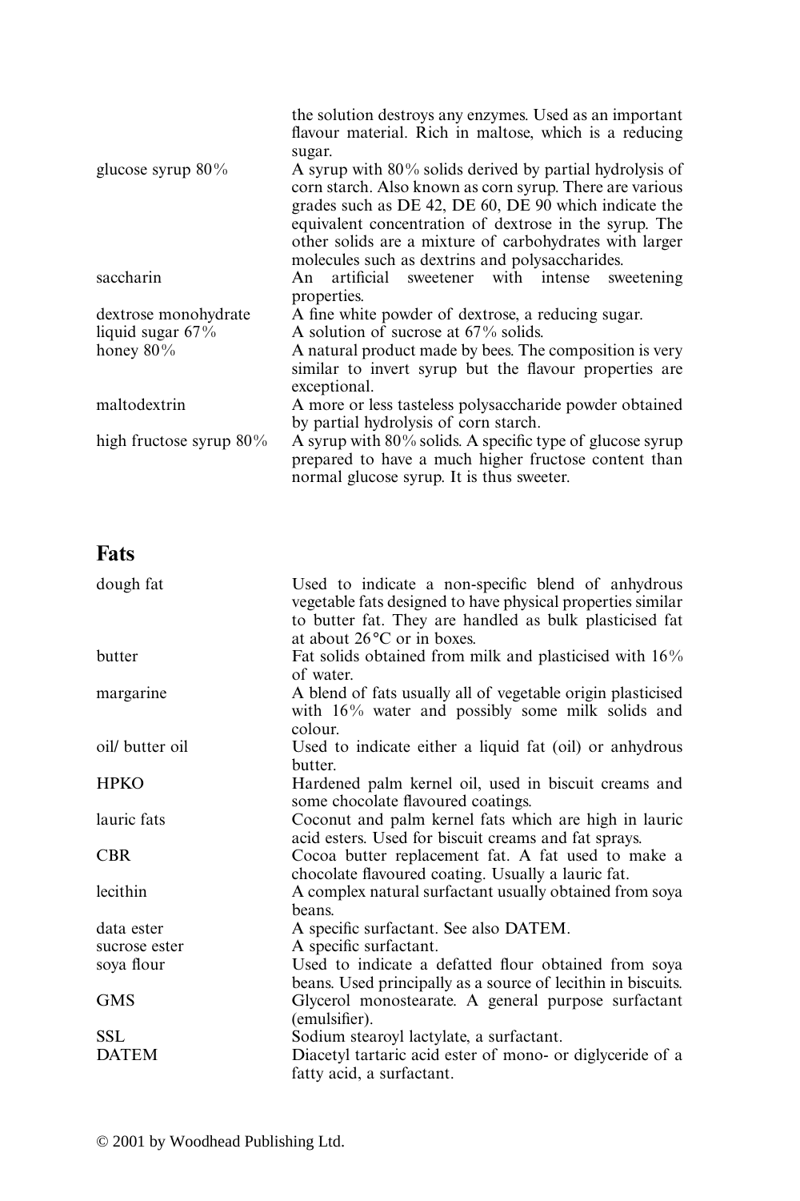| | |
|---|---|
| | the solution destroys any enzymes. Used as an important flavour material. Rich in maltose, which is a reducing sugar. |
| glucose syrup 80% | A syrup with 80% solids derived by partial hydrolysis of corn starch. Also known as corn syrup. There are various grades such as DE 42, DE 60, DE 90 which indicate the equivalent concentration of dextrose in the syrup. The other solids are a mixture of carbohydrates with larger molecules such as dextrins and polysaccharides. |
| saccharin | An artificial sweetener with intense sweetening properties. |
| dextrose monohydrate | A fine white powder of dextrose, a reducing sugar. |
| liquid sugar 67% | A solution of sucrose at 67% solids. |
| honey 80% | A natural product made by bees. The composition is very similar to invert syrup but the flavour properties are exceptional. |
| maltodextrin | A more or less tasteless polysaccharide powder obtained by partial hydrolysis of corn starch. |
| high fructose syrup 80% | A syrup with 80% solids. A specific type of glucose syrup prepared to have a much higher fructose content than normal glucose syrup. It is thus sweeter. |

## Fats

| | |
|---|---|
| dough fat | Used to indicate a non-specific blend of anhydrous vegetable fats designed to have physical properties similar to butter fat. They are handled as bulk plasticised fat at about 26°C or in boxes. |
| butter | Fat solids obtained from milk and plasticised with 16% of water. |
| margarine | A blend of fats usually all of vegetable origin plasticised with 16% water and possibly some milk solids and colour. |
| oil/ butter oil | Used to indicate either a liquid fat (oil) or anhydrous butter. |
| HPKO | Hardened palm kernel oil, used in biscuit creams and some chocolate flavoured coatings. |
| lauric fats | Coconut and palm kernel fats which are high in lauric acid esters. Used for biscuit creams and fat sprays. |
| CBR | Cocoa butter replacement fat. A fat used to make a chocolate flavoured coating. Usually a lauric fat. |
| lecithin | A complex natural surfactant usually obtained from soya beans. |
| data ester | A specific surfactant. See also DATEM. |
| sucrose ester | A specific surfactant. |
| soya flour | Used to indicate a defatted flour obtained from soya beans. Used principally as a source of lecithin in biscuits. |
| GMS | Glycerol monostearate. A general purpose surfactant (emulsifier). |
| SSL | Sodium stearoyl lactylate, a surfactant. |
| DATEM | Diacetyl tartaric acid ester of mono- or diglyceride of a fatty acid, a surfactant. |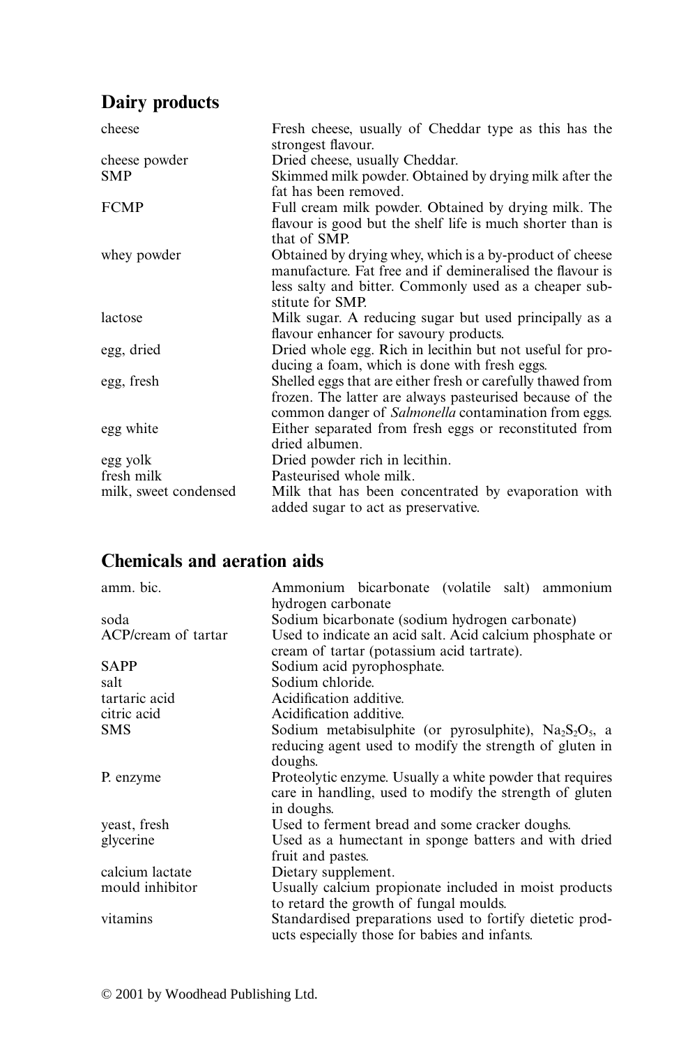## Dairy products

| | |
|---|---|
| cheese | Fresh cheese, usually of Cheddar type as this has the strongest flavour. |
| cheese powder | Dried cheese, usually Cheddar. |
| SMP | Skimmed milk powder. Obtained by drying milk after the fat has been removed. |
| FCMP | Full cream milk powder. Obtained by drying milk. The flavour is good but the shelf life is much shorter than is that of SMP. |
| whey powder | Obtained by drying whey, which is a by-product of cheese manufacture. Fat free and if demineralised the flavour is less salty and bitter. Commonly used as a cheaper substitute for SMP. |
| lactose | Milk sugar. A reducing sugar but used principally as a flavour enhancer for savoury products. |
| egg, dried | Dried whole egg. Rich in lecithin but not useful for producing a foam, which is done with fresh eggs. |
| egg, fresh | Shelled eggs that are either fresh or carefully thawed from frozen. The latter are always pasteurised because of the common danger of *Salmonella* contamination from eggs. |
| egg white | Either separated from fresh eggs or reconstituted from dried albumen. |
| egg yolk | Dried powder rich in lecithin. |
| fresh milk | Pasteurised whole milk. |
| milk, sweet condensed | Milk that has been concentrated by evaporation with added sugar to act as preservative. |

## Chemicals and aeration aids

| | |
|---|---|
| amm. bic. | Ammonium bicarbonate (volatile salt) ammonium hydrogen carbonate |
| soda | Sodium bicarbonate (sodium hydrogen carbonate) |
| ACP/cream of tartar | Used to indicate an acid salt. Acid calcium phosphate or cream of tartar (potassium acid tartrate). |
| SAPP | Sodium acid pyrophosphate. |
| salt | Sodium chloride. |
| tartaric acid | Acidification additive. |
| citric acid | Acidification additive. |
| SMS | Sodium metabisulphite (or pyrosulphite), $Na_2S_2O_5$, a reducing agent used to modify the strength of gluten in doughs. |
| P. enzyme | Proteolytic enzyme. Usually a white powder that requires care in handling, used to modify the strength of gluten in doughs. |
| yeast, fresh | Used to ferment bread and some cracker doughs. |
| glycerine | Used as a humectant in sponge batters and with dried fruit and pastes. |
| calcium lactate | Dietary supplement. |
| mould inhibitor | Usually calcium propionate included in moist products to retard the growth of fungal moulds. |
| vitamins | Standardised preparations used to fortify dietetic products especially those for babies and infants. |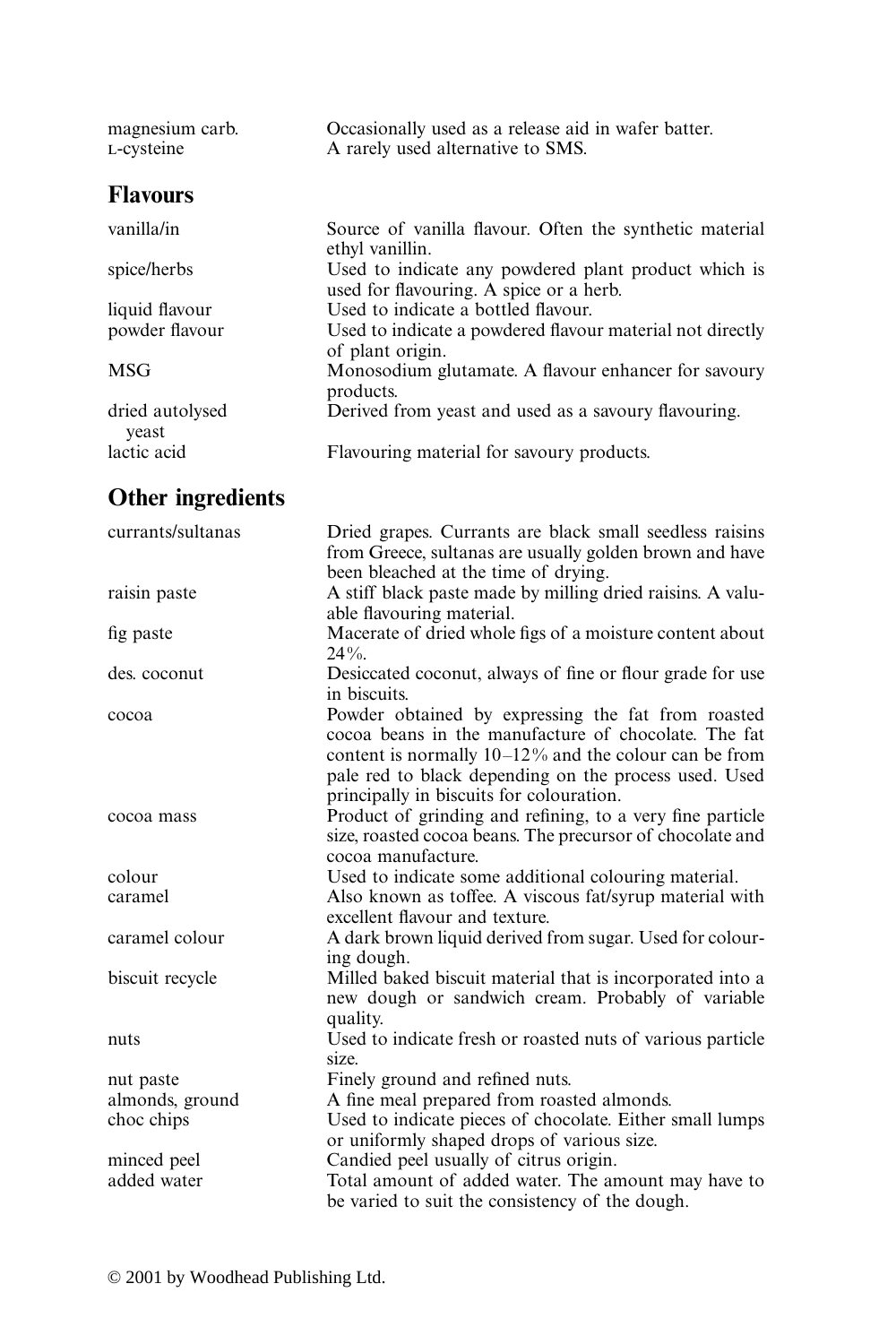| | |
|---|---|
| magnesium carb. | Occasionally used as a release aid in wafer batter. |
| L-cysteine | A rarely used alternative to SMS. |

## Flavours

| | |
|---|---|
| vanilla/in | Source of vanilla flavour. Often the synthetic material ethyl vanillin. |
| spice/herbs | Used to indicate any powdered plant product which is used for flavouring. A spice or a herb. |
| liquid flavour | Used to indicate a bottled flavour. |
| powder flavour | Used to indicate a powdered flavour material not directly of plant origin. |
| MSG | Monosodium glutamate. A flavour enhancer for savoury products. |
| dried autolysed yeast | Derived from yeast and used as a savoury flavouring. |
| lactic acid | Flavouring material for savoury products. |

## Other ingredients

| | |
|---|---|
| currants/sultanas | Dried grapes. Currants are black small seedless raisins from Greece, sultanas are usually golden brown and have been bleached at the time of drying. |
| raisin paste | A stiff black paste made by milling dried raisins. A valuable flavouring material. |
| fig paste | Macerate of dried whole figs of a moisture content about 24%. |
| des. coconut | Desiccated coconut, always of fine or flour grade for use in biscuits. |
| cocoa | Powder obtained by expressing the fat from roasted cocoa beans in the manufacture of chocolate. The fat content is normally 10–12% and the colour can be from pale red to black depending on the process used. Used principally in biscuits for colouration. |
| cocoa mass | Product of grinding and refining, to a very fine particle size, roasted cocoa beans. The precursor of chocolate and cocoa manufacture. |
| colour | Used to indicate some additional colouring material. |
| caramel | Also known as toffee. A viscous fat/syrup material with excellent flavour and texture. |
| caramel colour | A dark brown liquid derived from sugar. Used for colouring dough. |
| biscuit recycle | Milled baked biscuit material that is incorporated into a new dough or sandwich cream. Probably of variable quality. |
| nuts | Used to indicate fresh or roasted nuts of various particle size. |
| nut paste | Finely ground and refined nuts. |
| almonds, ground | A fine meal prepared from roasted almonds. |
| choc chips | Used to indicate pieces of chocolate. Either small lumps or uniformly shaped drops of various size. |
| minced peel | Candied peel usually of citrus origin. |
| added water | Total amount of added water. The amount may have to be varied to suit the consistency of the dough. |

© 2001 by Woodhead Publishing Ltd.